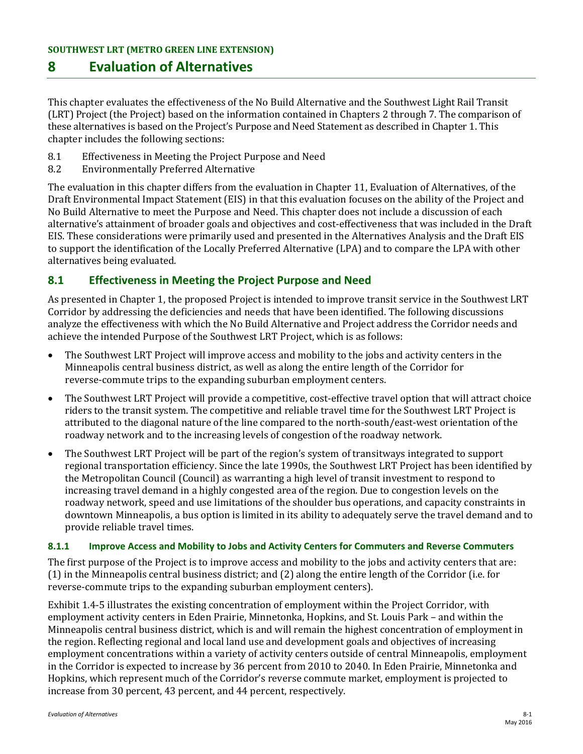**SOUTHWEST LRT (METRO GREEN LINE EXTENSION)**

# 8 Evaluation of Alternatives

This chapter evaluates the effectiveness of the No Build Alternative and the Southwest Light Rail Transit (LRT) Project (the Project) based on the information contained in Chapters 2 through 7. The comparison of these alternatives is based on the Project's Purpose and Need Statement as described in Chapter 1. This chapter includes the following sections:

8.1 Effectiveness in Meeting the Project Purpose and Need
8.2 Environmentally Preferred Alternative

The evaluation in this chapter differs from the evaluation in Chapter 11, Evaluation of Alternatives, of the Draft Environmental Impact Statement (EIS) in that this evaluation focuses on the ability of the Project and No Build Alternative to meet the Purpose and Need. This chapter does not include a discussion of each alternative's attainment of broader goals and objectives and cost-effectiveness that was included in the Draft EIS. These considerations were primarily used and presented in the Alternatives Analysis and the Draft EIS to support the identification of the Locally Preferred Alternative (LPA) and to compare the LPA with other alternatives being evaluated.

## 8.1 Effectiveness in Meeting the Project Purpose and Need

As presented in Chapter 1, the proposed Project is intended to improve transit service in the Southwest LRT Corridor by addressing the deficiencies and needs that have been identified. The following discussions analyze the effectiveness with which the No Build Alternative and Project address the Corridor needs and achieve the intended Purpose of the Southwest LRT Project, which is as follows:

- The Southwest LRT Project will improve access and mobility to the jobs and activity centers in the Minneapolis central business district, as well as along the entire length of the Corridor for reverse-commute trips to the expanding suburban employment centers.
- The Southwest LRT Project will provide a competitive, cost-effective travel option that will attract choice riders to the transit system. The competitive and reliable travel time for the Southwest LRT Project is attributed to the diagonal nature of the line compared to the north-south/east-west orientation of the roadway network and to the increasing levels of congestion of the roadway network.
- The Southwest LRT Project will be part of the region's system of transitways integrated to support regional transportation efficiency. Since the late 1990s, the Southwest LRT Project has been identified by the Metropolitan Council (Council) as warranting a high level of transit investment to respond to increasing travel demand in a highly congested area of the region. Due to congestion levels on the roadway network, speed and use limitations of the shoulder bus operations, and capacity constraints in downtown Minneapolis, a bus option is limited in its ability to adequately serve the travel demand and to provide reliable travel times.

### 8.1.1 Improve Access and Mobility to Jobs and Activity Centers for Commuters and Reverse Commuters

The first purpose of the Project is to improve access and mobility to the jobs and activity centers that are: (1) in the Minneapolis central business district; and (2) along the entire length of the Corridor (i.e. for reverse-commute trips to the expanding suburban employment centers).

Exhibit 1.4-5 illustrates the existing concentration of employment within the Project Corridor, with employment activity centers in Eden Prairie, Minnetonka, Hopkins, and St. Louis Park – and within the Minneapolis central business district, which is and will remain the highest concentration of employment in the region. Reflecting regional and local land use and development goals and objectives of increasing employment concentrations within a variety of activity centers outside of central Minneapolis, employment in the Corridor is expected to increase by 36 percent from 2010 to 2040. In Eden Prairie, Minnetonka and Hopkins, which represent much of the Corridor's reverse commute market, employment is projected to increase from 30 percent, 43 percent, and 44 percent, respectively.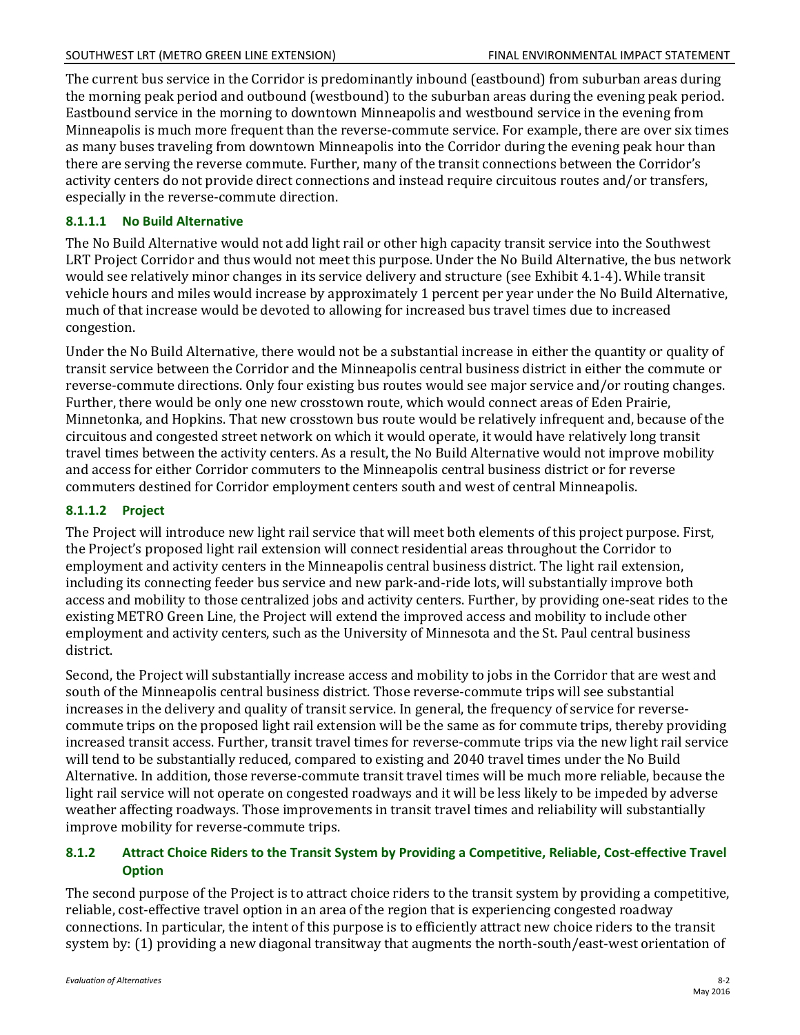The current bus service in the Corridor is predominantly inbound (eastbound) from suburban areas during the morning peak period and outbound (westbound) to the suburban areas during the evening peak period. Eastbound service in the morning to downtown Minneapolis and westbound service in the evening from Minneapolis is much more frequent than the reverse-commute service. For example, there are over six times as many buses traveling from downtown Minneapolis into the Corridor during the evening peak hour than there are serving the reverse commute. Further, many of the transit connections between the Corridor's activity centers do not provide direct connections and instead require circuitous routes and/or transfers, especially in the reverse-commute direction.

#### 8.1.1.1 No Build Alternative

The No Build Alternative would not add light rail or other high capacity transit service into the Southwest LRT Project Corridor and thus would not meet this purpose. Under the No Build Alternative, the bus network would see relatively minor changes in its service delivery and structure (see Exhibit 4.1-4). While transit vehicle hours and miles would increase by approximately 1 percent per year under the No Build Alternative, much of that increase would be devoted to allowing for increased bus travel times due to increased congestion.

Under the No Build Alternative, there would not be a substantial increase in either the quantity or quality of transit service between the Corridor and the Minneapolis central business district in either the commute or reverse-commute directions. Only four existing bus routes would see major service and/or routing changes. Further, there would be only one new crosstown route, which would connect areas of Eden Prairie, Minnetonka, and Hopkins. That new crosstown bus route would be relatively infrequent and, because of the circuitous and congested street network on which it would operate, it would have relatively long transit travel times between the activity centers. As a result, the No Build Alternative would not improve mobility and access for either Corridor commuters to the Minneapolis central business district or for reverse commuters destined for Corridor employment centers south and west of central Minneapolis.

#### 8.1.1.2 Project

The Project will introduce new light rail service that will meet both elements of this project purpose. First, the Project's proposed light rail extension will connect residential areas throughout the Corridor to employment and activity centers in the Minneapolis central business district. The light rail extension, including its connecting feeder bus service and new park-and-ride lots, will substantially improve both access and mobility to those centralized jobs and activity centers. Further, by providing one-seat rides to the existing METRO Green Line, the Project will extend the improved access and mobility to include other employment and activity centers, such as the University of Minnesota and the St. Paul central business district.

Second, the Project will substantially increase access and mobility to jobs in the Corridor that are west and south of the Minneapolis central business district. Those reverse-commute trips will see substantial increases in the delivery and quality of transit service. In general, the frequency of service for reverse-commute trips on the proposed light rail extension will be the same as for commute trips, thereby providing increased transit access. Further, transit travel times for reverse-commute trips via the new light rail service will tend to be substantially reduced, compared to existing and 2040 travel times under the No Build Alternative. In addition, those reverse-commute transit travel times will be much more reliable, because the light rail service will not operate on congested roadways and it will be less likely to be impeded by adverse weather affecting roadways. Those improvements in transit travel times and reliability will substantially improve mobility for reverse-commute trips.

### 8.1.2 Attract Choice Riders to the Transit System by Providing a Competitive, Reliable, Cost-effective Travel Option

The second purpose of the Project is to attract choice riders to the transit system by providing a competitive, reliable, cost-effective travel option in an area of the region that is experiencing congested roadway connections. In particular, the intent of this purpose is to efficiently attract new choice riders to the transit system by: (1) providing a new diagonal transitway that augments the north-south/east-west orientation of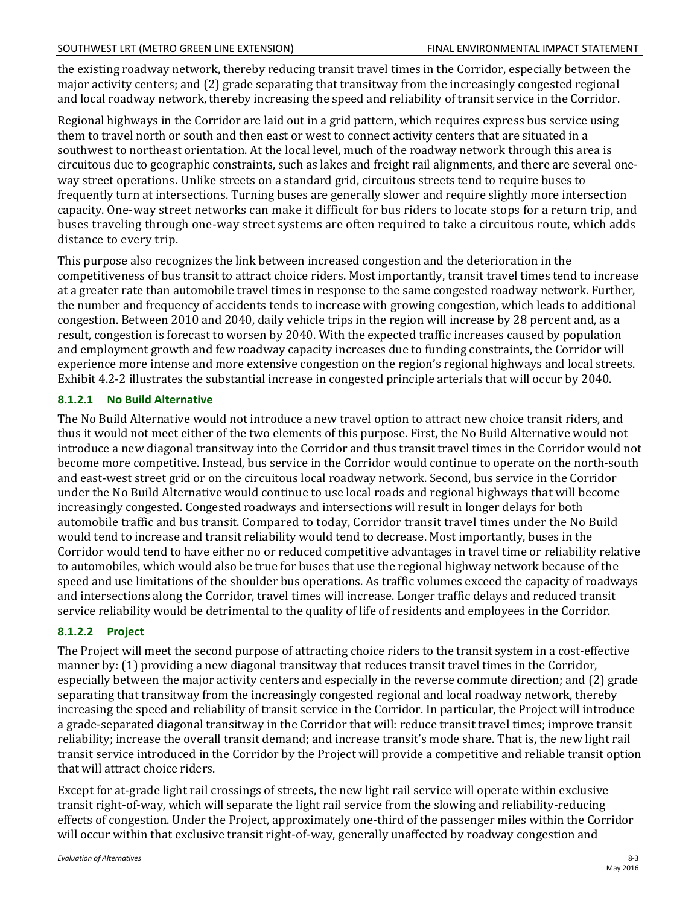the existing roadway network, thereby reducing transit travel times in the Corridor, especially between the major activity centers; and (2) grade separating that transitway from the increasingly congested regional and local roadway network, thereby increasing the speed and reliability of transit service in the Corridor.

Regional highways in the Corridor are laid out in a grid pattern, which requires express bus service using them to travel north or south and then east or west to connect activity centers that are situated in a southwest to northeast orientation. At the local level, much of the roadway network through this area is circuitous due to geographic constraints, such as lakes and freight rail alignments, and there are several one-way street operations. Unlike streets on a standard grid, circuitous streets tend to require buses to frequently turn at intersections. Turning buses are generally slower and require slightly more intersection capacity. One-way street networks can make it difficult for bus riders to locate stops for a return trip, and buses traveling through one-way street systems are often required to take a circuitous route, which adds distance to every trip.

This purpose also recognizes the link between increased congestion and the deterioration in the competitiveness of bus transit to attract choice riders. Most importantly, transit travel times tend to increase at a greater rate than automobile travel times in response to the same congested roadway network. Further, the number and frequency of accidents tends to increase with growing congestion, which leads to additional congestion. Between 2010 and 2040, daily vehicle trips in the region will increase by 28 percent and, as a result, congestion is forecast to worsen by 2040. With the expected traffic increases caused by population and employment growth and few roadway capacity increases due to funding constraints, the Corridor will experience more intense and more extensive congestion on the region's regional highways and local streets. Exhibit 4.2-2 illustrates the substantial increase in congested principle arterials that will occur by 2040.

#### 8.1.2.1 No Build Alternative

The No Build Alternative would not introduce a new travel option to attract new choice transit riders, and thus it would not meet either of the two elements of this purpose. First, the No Build Alternative would not introduce a new diagonal transitway into the Corridor and thus transit travel times in the Corridor would not become more competitive. Instead, bus service in the Corridor would continue to operate on the north-south and east-west street grid or on the circuitous local roadway network. Second, bus service in the Corridor under the No Build Alternative would continue to use local roads and regional highways that will become increasingly congested. Congested roadways and intersections will result in longer delays for both automobile traffic and bus transit. Compared to today, Corridor transit travel times under the No Build would tend to increase and transit reliability would tend to decrease. Most importantly, buses in the Corridor would tend to have either no or reduced competitive advantages in travel time or reliability relative to automobiles, which would also be true for buses that use the regional highway network because of the speed and use limitations of the shoulder bus operations. As traffic volumes exceed the capacity of roadways and intersections along the Corridor, travel times will increase. Longer traffic delays and reduced transit service reliability would be detrimental to the quality of life of residents and employees in the Corridor.

#### 8.1.2.2 Project

The Project will meet the second purpose of attracting choice riders to the transit system in a cost-effective manner by: (1) providing a new diagonal transitway that reduces transit travel times in the Corridor, especially between the major activity centers and especially in the reverse commute direction; and (2) grade separating that transitway from the increasingly congested regional and local roadway network, thereby increasing the speed and reliability of transit service in the Corridor. In particular, the Project will introduce a grade-separated diagonal transitway in the Corridor that will: reduce transit travel times; improve transit reliability; increase the overall transit demand; and increase transit's mode share. That is, the new light rail transit service introduced in the Corridor by the Project will provide a competitive and reliable transit option that will attract choice riders.

Except for at-grade light rail crossings of streets, the new light rail service will operate within exclusive transit right-of-way, which will separate the light rail service from the slowing and reliability-reducing effects of congestion. Under the Project, approximately one-third of the passenger miles within the Corridor will occur within that exclusive transit right-of-way, generally unaffected by roadway congestion and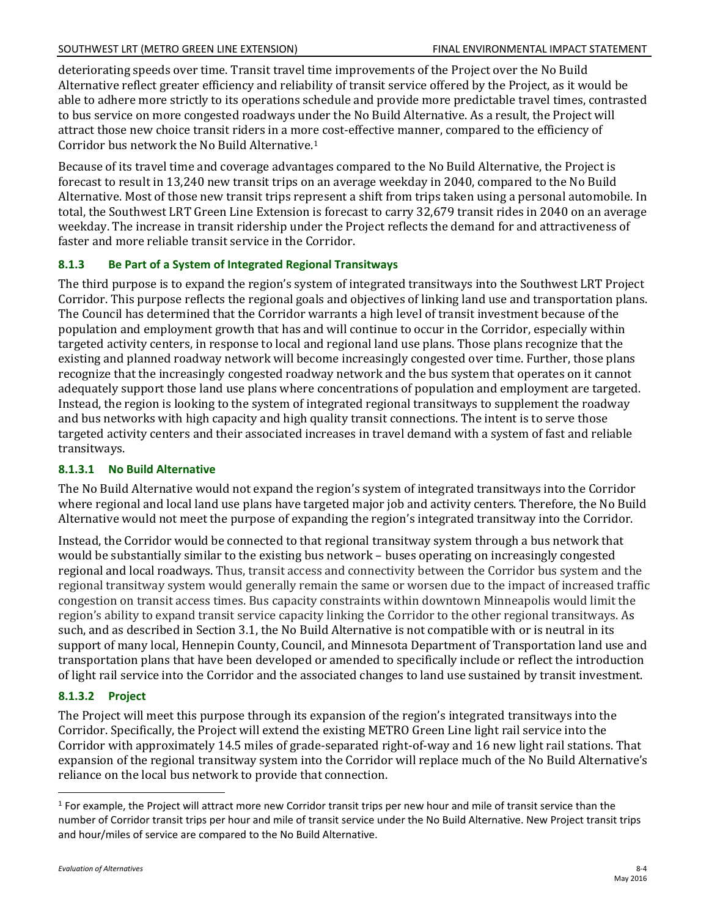deteriorating speeds over time. Transit travel time improvements of the Project over the No Build Alternative reflect greater efficiency and reliability of transit service offered by the Project, as it would be able to adhere more strictly to its operations schedule and provide more predictable travel times, contrasted to bus service on more congested roadways under the No Build Alternative. As a result, the Project will attract those new choice transit riders in a more cost-effective manner, compared to the efficiency of Corridor bus network the No Build Alternative.[1]

Because of its travel time and coverage advantages compared to the No Build Alternative, the Project is forecast to result in 13,240 new transit trips on an average weekday in 2040, compared to the No Build Alternative. Most of those new transit trips represent a shift from trips taken using a personal automobile. In total, the Southwest LRT Green Line Extension is forecast to carry 32,679 transit rides in 2040 on an average weekday. The increase in transit ridership under the Project reflects the demand for and attractiveness of faster and more reliable transit service in the Corridor.

### 8.1.3 Be Part of a System of Integrated Regional Transitways

The third purpose is to expand the region's system of integrated transitways into the Southwest LRT Project Corridor. This purpose reflects the regional goals and objectives of linking land use and transportation plans. The Council has determined that the Corridor warrants a high level of transit investment because of the population and employment growth that has and will continue to occur in the Corridor, especially within targeted activity centers, in response to local and regional land use plans. Those plans recognize that the existing and planned roadway network will become increasingly congested over time. Further, those plans recognize that the increasingly congested roadway network and the bus system that operates on it cannot adequately support those land use plans where concentrations of population and employment are targeted. Instead, the region is looking to the system of integrated regional transitways to supplement the roadway and bus networks with high capacity and high quality transit connections. The intent is to serve those targeted activity centers and their associated increases in travel demand with a system of fast and reliable transitways.

#### 8.1.3.1 No Build Alternative

The No Build Alternative would not expand the region's system of integrated transitways into the Corridor where regional and local land use plans have targeted major job and activity centers. Therefore, the No Build Alternative would not meet the purpose of expanding the region's integrated transitway into the Corridor.

Instead, the Corridor would be connected to that regional transitway system through a bus network that would be substantially similar to the existing bus network – buses operating on increasingly congested regional and local roadways. Thus, transit access and connectivity between the Corridor bus system and the regional transitway system would generally remain the same or worsen due to the impact of increased traffic congestion on transit access times. Bus capacity constraints within downtown Minneapolis would limit the region's ability to expand transit service capacity linking the Corridor to the other regional transitways. As such, and as described in Section 3.1, the No Build Alternative is not compatible with or is neutral in its support of many local, Hennepin County, Council, and Minnesota Department of Transportation land use and transportation plans that have been developed or amended to specifically include or reflect the introduction of light rail service into the Corridor and the associated changes to land use sustained by transit investment.

#### 8.1.3.2 Project

The Project will meet this purpose through its expansion of the region's integrated transitways into the Corridor. Specifically, the Project will extend the existing METRO Green Line light rail service into the Corridor with approximately 14.5 miles of grade-separated right-of-way and 16 new light rail stations. That expansion of the regional transitway system into the Corridor will replace much of the No Build Alternative's reliance on the local bus network to provide that connection.

---

[1] For example, the Project will attract more new Corridor transit trips per new hour and mile of transit service than the number of Corridor transit trips per hour and mile of transit service under the No Build Alternative. New Project transit trips and hour/miles of service are compared to the No Build Alternative.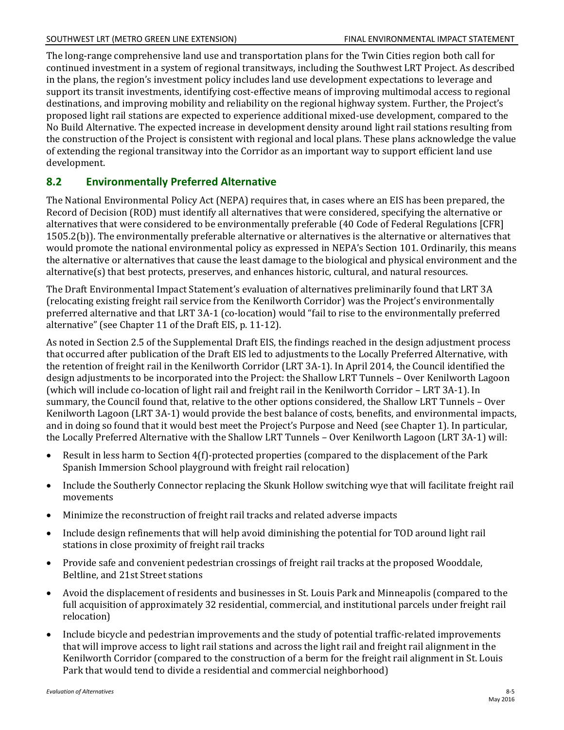The long-range comprehensive land use and transportation plans for the Twin Cities region both call for continued investment in a system of regional transitways, including the Southwest LRT Project. As described in the plans, the region's investment policy includes land use development expectations to leverage and support its transit investments, identifying cost-effective means of improving multimodal access to regional destinations, and improving mobility and reliability on the regional highway system. Further, the Project's proposed light rail stations are expected to experience additional mixed-use development, compared to the No Build Alternative. The expected increase in development density around light rail stations resulting from the construction of the Project is consistent with regional and local plans. These plans acknowledge the value of extending the regional transitway into the Corridor as an important way to support efficient land use development.

## 8.2 Environmentally Preferred Alternative

The National Environmental Policy Act (NEPA) requires that, in cases where an EIS has been prepared, the Record of Decision (ROD) must identify all alternatives that were considered, specifying the alternative or alternatives that were considered to be environmentally preferable (40 Code of Federal Regulations [CFR] 1505.2(b)). The environmentally preferable alternative or alternatives is the alternative or alternatives that would promote the national environmental policy as expressed in NEPA's Section 101. Ordinarily, this means the alternative or alternatives that cause the least damage to the biological and physical environment and the alternative(s) that best protects, preserves, and enhances historic, cultural, and natural resources.

The Draft Environmental Impact Statement's evaluation of alternatives preliminarily found that LRT 3A (relocating existing freight rail service from the Kenilworth Corridor) was the Project's environmentally preferred alternative and that LRT 3A-1 (co-location) would "fail to rise to the environmentally preferred alternative" (see Chapter 11 of the Draft EIS, p. 11-12).

As noted in Section 2.5 of the Supplemental Draft EIS, the findings reached in the design adjustment process that occurred after publication of the Draft EIS led to adjustments to the Locally Preferred Alternative, with the retention of freight rail in the Kenilworth Corridor (LRT 3A-1). In April 2014, the Council identified the design adjustments to be incorporated into the Project: the Shallow LRT Tunnels – Over Kenilworth Lagoon (which will include co-location of light rail and freight rail in the Kenilworth Corridor – LRT 3A-1). In summary, the Council found that, relative to the other options considered, the Shallow LRT Tunnels – Over Kenilworth Lagoon (LRT 3A-1) would provide the best balance of costs, benefits, and environmental impacts, and in doing so found that it would best meet the Project's Purpose and Need (see Chapter 1). In particular, the Locally Preferred Alternative with the Shallow LRT Tunnels – Over Kenilworth Lagoon (LRT 3A-1) will:

- Result in less harm to Section 4(f)-protected properties (compared to the displacement of the Park Spanish Immersion School playground with freight rail relocation)
- Include the Southerly Connector replacing the Skunk Hollow switching wye that will facilitate freight rail movements
- Minimize the reconstruction of freight rail tracks and related adverse impacts
- Include design refinements that will help avoid diminishing the potential for TOD around light rail stations in close proximity of freight rail tracks
- Provide safe and convenient pedestrian crossings of freight rail tracks at the proposed Wooddale, Beltline, and 21st Street stations
- Avoid the displacement of residents and businesses in St. Louis Park and Minneapolis (compared to the full acquisition of approximately 32 residential, commercial, and institutional parcels under freight rail relocation)
- Include bicycle and pedestrian improvements and the study of potential traffic-related improvements that will improve access to light rail stations and across the light rail and freight rail alignment in the Kenilworth Corridor (compared to the construction of a berm for the freight rail alignment in St. Louis Park that would tend to divide a residential and commercial neighborhood)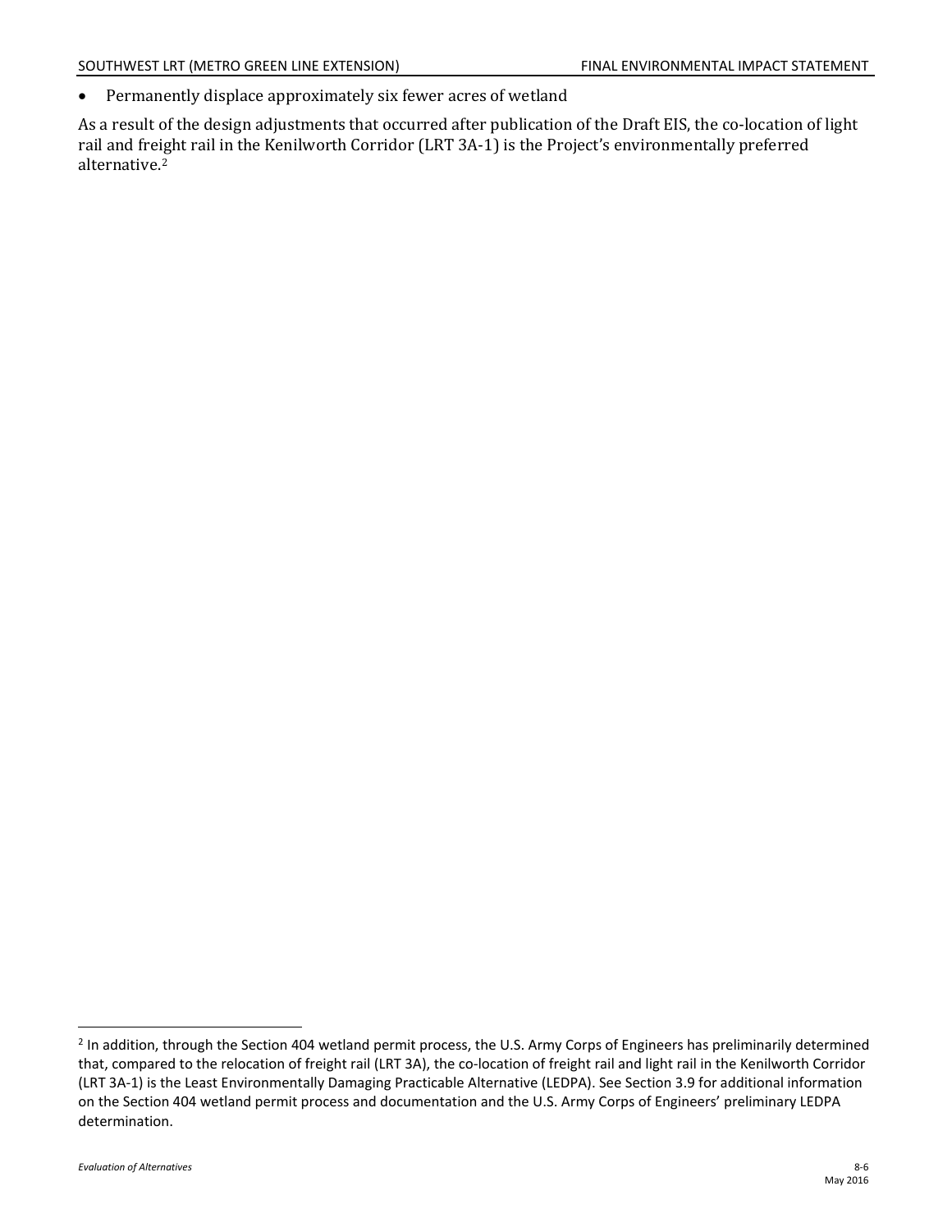- Permanently displace approximately six fewer acres of wetland

As a result of the design adjustments that occurred after publication of the Draft EIS, the co-location of light rail and freight rail in the Kenilworth Corridor (LRT 3A-1) is the Project's environmentally preferred alternative.[2]

[2] In addition, through the Section 404 wetland permit process, the U.S. Army Corps of Engineers has preliminarily determined that, compared to the relocation of freight rail (LRT 3A), the co-location of freight rail and light rail in the Kenilworth Corridor (LRT 3A-1) is the Least Environmentally Damaging Practicable Alternative (LEDPA). See Section 3.9 for additional information on the Section 404 wetland permit process and documentation and the U.S. Army Corps of Engineers' preliminary LEDPA determination.